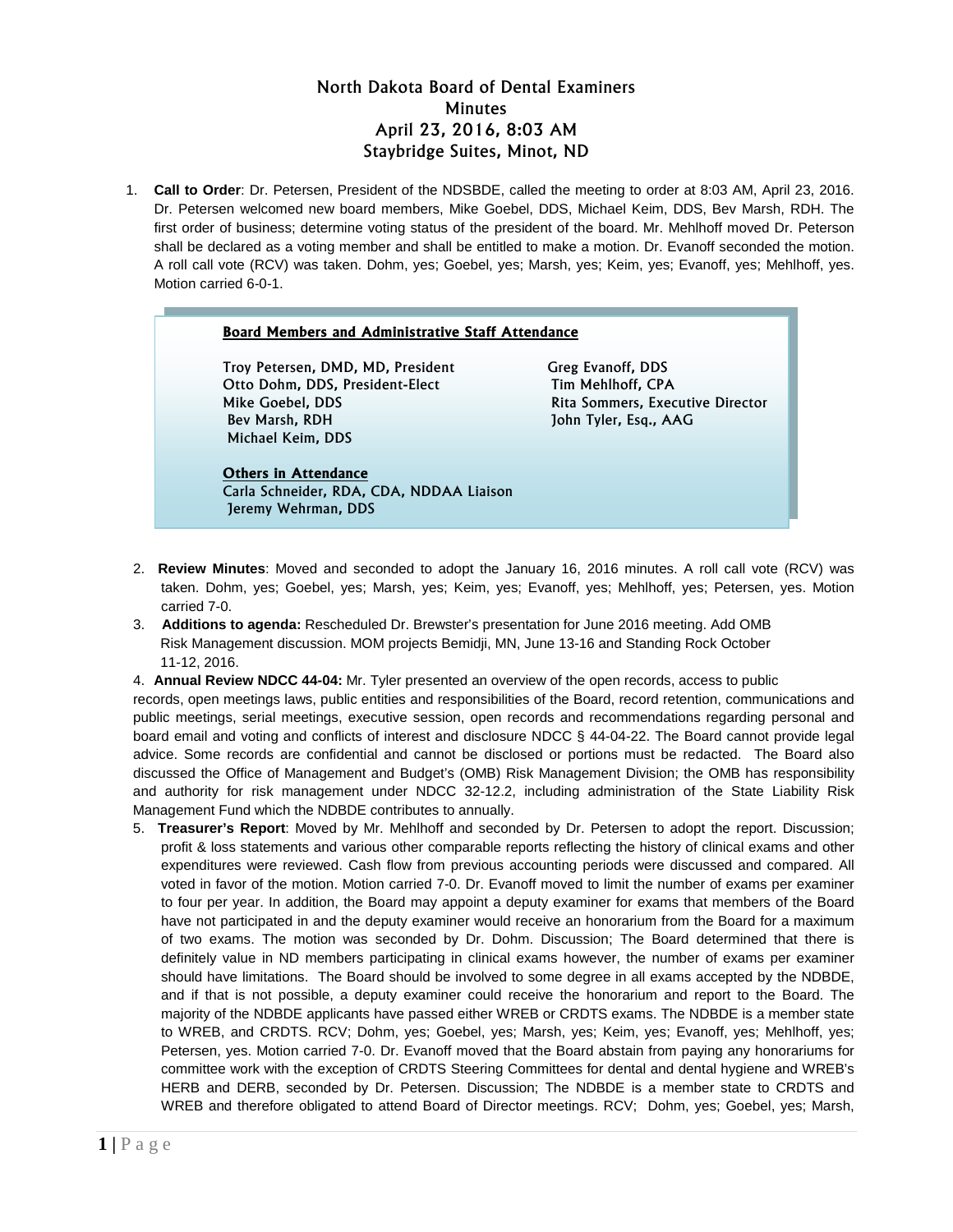# North Dakota Board of Dental Examiners
## Minutes
## April 23, 2016, 8:03 AM
## Staybridge Suites, Minot, ND

1. **Call to Order**: Dr. Petersen, President of the NDSBDE, called the meeting to order at 8:03 AM, April 23, 2016. Dr. Petersen welcomed new board members, Mike Goebel, DDS, Michael Keim, DDS, Bev Marsh, RDH. The first order of business; determine voting status of the president of the board. Mr. Mehlhoff moved Dr. Peterson shall be declared as a voting member and shall be entitled to make a motion. Dr. Evanoff seconded the motion. A roll call vote (RCV) was taken. Dohm, yes; Goebel, yes; Marsh, yes; Keim, yes; Evanoff, yes; Mehlhoff, yes. Motion carried 6-0-1.

**Board Members and Administrative Staff Attendance**

Troy Petersen, DMD, MD, President
Otto Dohm, DDS, President-Elect
Mike Goebel, DDS
Bev Marsh, RDH
Michael Keim, DDS
Greg Evanoff, DDS
Tim Mehlhoff, CPA
Rita Sommers, Executive Director
John Tyler, Esq., AAG

**Others in Attendance**

Carla Schneider, RDA, CDA, NDDAA Liaison
Jeremy Wehrman, DDS

2. **Review Minutes**: Moved and seconded to adopt the January 16, 2016 minutes. A roll call vote (RCV) was taken. Dohm, yes; Goebel, yes; Marsh, yes; Keim, yes; Evanoff, yes; Mehlhoff, yes; Petersen, yes. Motion carried 7-0.
3. **Additions to agenda:** Rescheduled Dr. Brewster's presentation for June 2016 meeting. Add OMB Risk Management discussion. MOM projects Bemidji, MN, June 13-16 and Standing Rock October 11-12, 2016.
4. **Annual Review NDCC 44-04:** Mr. Tyler presented an overview of the open records, access to public records, open meetings laws, public entities and responsibilities of the Board, record retention, communications and public meetings, serial meetings, executive session, open records and recommendations regarding personal and board email and voting and conflicts of interest and disclosure NDCC § 44-04-22. The Board cannot provide legal advice. Some records are confidential and cannot be disclosed or portions must be redacted. The Board also discussed the Office of Management and Budget's (OMB) Risk Management Division; the OMB has responsibility and authority for risk management under NDCC 32-12.2, including administration of the State Liability Risk Management Fund which the NDBDE contributes to annually.
5. **Treasurer's Report**: Moved by Mr. Mehlhoff and seconded by Dr. Petersen to adopt the report. Discussion; profit & loss statements and various other comparable reports reflecting the history of clinical exams and other expenditures were reviewed. Cash flow from previous accounting periods were discussed and compared. All voted in favor of the motion. Motion carried 7-0. Dr. Evanoff moved to limit the number of exams per examiner to four per year. In addition, the Board may appoint a deputy examiner for exams that members of the Board have not participated in and the deputy examiner would receive an honorarium from the Board for a maximum of two exams. The motion was seconded by Dr. Dohm. Discussion; The Board determined that there is definitely value in ND members participating in clinical exams however, the number of exams per examiner should have limitations. The Board should be involved to some degree in all exams accepted by the NDBDE, and if that is not possible, a deputy examiner could receive the honorarium and report to the Board. The majority of the NDBDE applicants have passed either WREB or CRDTS exams. The NDBDE is a member state to WREB, and CRDTS. RCV; Dohm, yes; Goebel, yes; Marsh, yes; Keim, yes; Evanoff, yes; Mehlhoff, yes; Petersen, yes. Motion carried 7-0. Dr. Evanoff moved that the Board abstain from paying any honorariums for committee work with the exception of CRDTS Steering Committees for dental and dental hygiene and WREB's HERB and DERB, seconded by Dr. Petersen. Discussion; The NDBDE is a member state to CRDTS and WREB and therefore obligated to attend Board of Director meetings. RCV; Dohm, yes; Goebel, yes; Marsh,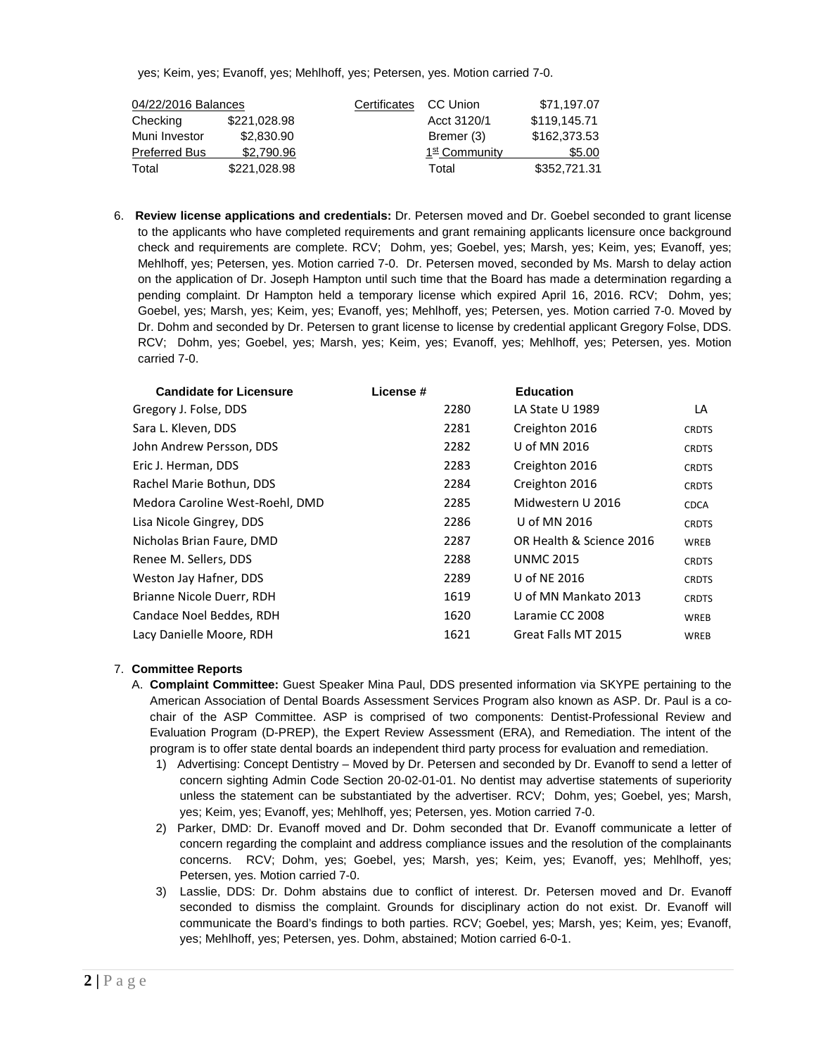yes; Keim, yes; Evanoff, yes; Mehlhoff, yes; Petersen, yes. Motion carried 7-0.

| 04/22/2016 Balances | | Certificates | CC Union | $71,197.07 |
|---|---|---|---|---|
| Checking | $221,028.98 | | Acct 3120/1 | $119,145.71 |
| Muni Investor | $2,830.90 | | Bremer (3) | $162,373.53 |
| Preferred Bus | $2,790.96 | | 1st Community | $5.00 |
| Total | $221,028.98 | | Total | $352,721.31 |

6. **Review license applications and credentials:** Dr. Petersen moved and Dr. Goebel seconded to grant license to the applicants who have completed requirements and grant remaining applicants licensure once background check and requirements are complete. RCV; Dohm, yes; Goebel, yes; Marsh, yes; Keim, yes; Evanoff, yes; Mehlhoff, yes; Petersen, yes. Motion carried 7-0. Dr. Petersen moved, seconded by Ms. Marsh to delay action on the application of Dr. Joseph Hampton until such time that the Board has made a determination regarding a pending complaint. Dr Hampton held a temporary license which expired April 16, 2016. RCV; Dohm, yes; Goebel, yes; Marsh, yes; Keim, yes; Evanoff, yes; Mehlhoff, yes; Petersen, yes. Motion carried 7-0. Moved by Dr. Dohm and seconded by Dr. Petersen to grant license to license by credential applicant Gregory Folse, DDS. RCV; Dohm, yes; Goebel, yes; Marsh, yes; Keim, yes; Evanoff, yes; Mehlhoff, yes; Petersen, yes. Motion carried 7-0.

| Candidate for Licensure | License # | Education | |
|---|---|---|---|
| Gregory J. Folse, DDS | 2280 | LA State U 1989 | LA |
| Sara L. Kleven, DDS | 2281 | Creighton 2016 | CRDTS |
| John Andrew Persson, DDS | 2282 | U of MN 2016 | CRDTS |
| Eric J. Herman, DDS | 2283 | Creighton 2016 | CRDTS |
| Rachel Marie Bothun, DDS | 2284 | Creighton 2016 | CRDTS |
| Medora Caroline West-Roehl, DMD | 2285 | Midwestern U 2016 | CDCA |
| Lisa Nicole Gingrey, DDS | 2286 | U of MN 2016 | CRDTS |
| Nicholas Brian Faure, DMD | 2287 | OR Health & Science 2016 | WREB |
| Renee M. Sellers, DDS | 2288 | UNMC 2015 | CRDTS |
| Weston Jay Hafner, DDS | 2289 | U of NE 2016 | CRDTS |
| Brianne Nicole Duerr, RDH | 1619 | U of MN Mankato 2013 | CRDTS |
| Candace Noel Beddes, RDH | 1620 | Laramie CC 2008 | WREB |
| Lacy Danielle Moore, RDH | 1621 | Great Falls MT 2015 | WREB |

7. **Committee Reports**
   A. **Complaint Committee:** Guest Speaker Mina Paul, DDS presented information via SKYPE pertaining to the American Association of Dental Boards Assessment Services Program also known as ASP. Dr. Paul is a co-chair of the ASP Committee. ASP is comprised of two components: Dentist-Professional Review and Evaluation Program (D-PREP), the Expert Review Assessment (ERA), and Remediation. The intent of the program is to offer state dental boards an independent third party process for evaluation and remediation.
      1) Advertising: Concept Dentistry – Moved by Dr. Petersen and seconded by Dr. Evanoff to send a letter of concern sighting Admin Code Section 20-02-01-01. No dentist may advertise statements of superiority unless the statement can be substantiated by the advertiser. RCV; Dohm, yes; Goebel, yes; Marsh, yes; Keim, yes; Evanoff, yes; Mehlhoff, yes; Petersen, yes. Motion carried 7-0.
      2) Parker, DMD: Dr. Evanoff moved and Dr. Dohm seconded that Dr. Evanoff communicate a letter of concern regarding the complaint and address compliance issues and the resolution of the complainants concerns. RCV; Dohm, yes; Goebel, yes; Marsh, yes; Keim, yes; Evanoff, yes; Mehlhoff, yes; Petersen, yes. Motion carried 7-0.
      3) Lasslie, DDS: Dr. Dohm abstains due to conflict of interest. Dr. Petersen moved and Dr. Evanoff seconded to dismiss the complaint. Grounds for disciplinary action do not exist. Dr. Evanoff will communicate the Board's findings to both parties. RCV; Goebel, yes; Marsh, yes; Keim, yes; Evanoff, yes; Mehlhoff, yes; Petersen, yes. Dohm, abstained; Motion carried 6-0-1.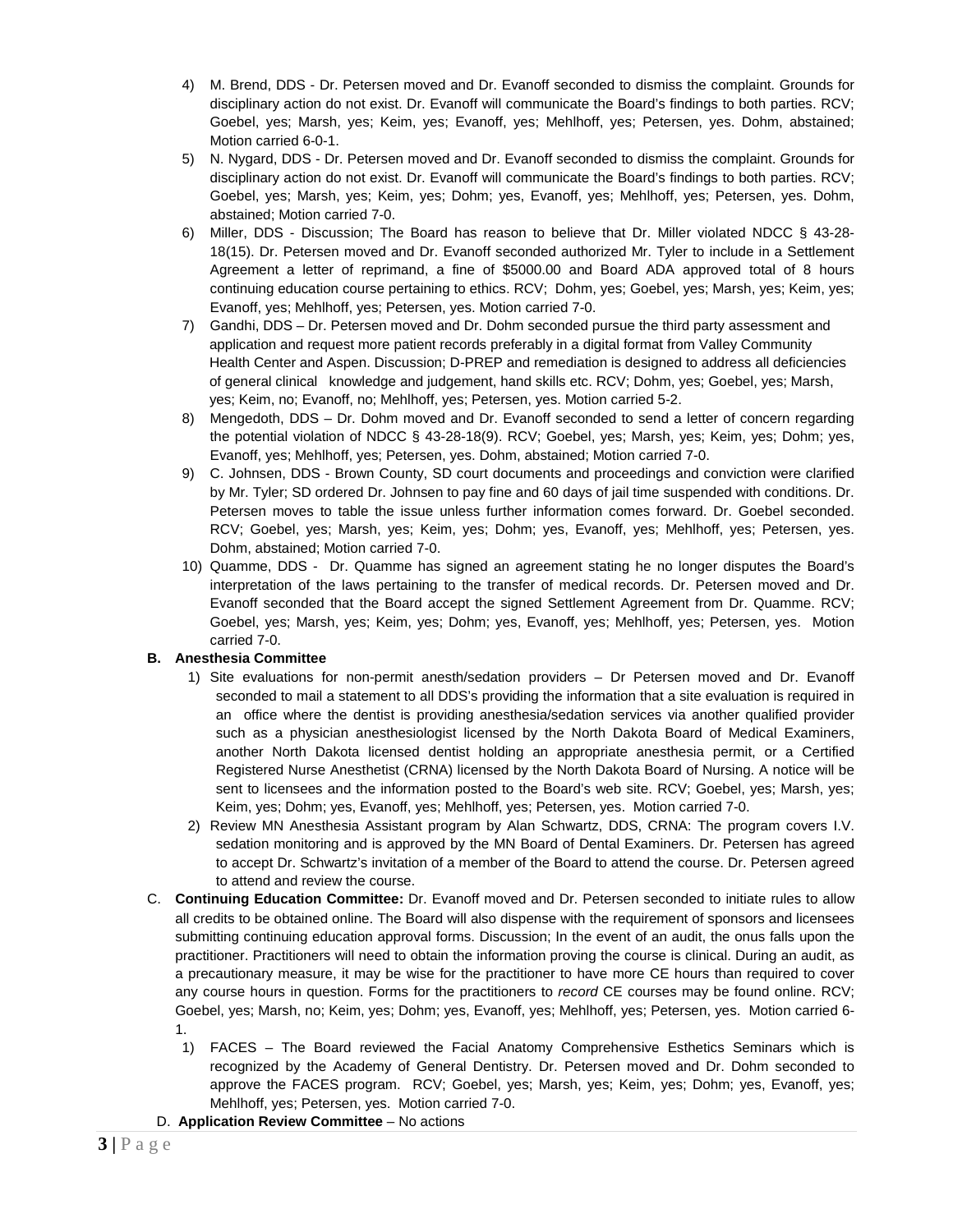4) M. Brend, DDS - Dr. Petersen moved and Dr. Evanoff seconded to dismiss the complaint. Grounds for disciplinary action do not exist. Dr. Evanoff will communicate the Board's findings to both parties. RCV; Goebel, yes; Marsh, yes; Keim, yes; Evanoff, yes; Mehlhoff, yes; Petersen, yes. Dohm, abstained; Motion carried 6-0-1.
5) N. Nygard, DDS - Dr. Petersen moved and Dr. Evanoff seconded to dismiss the complaint. Grounds for disciplinary action do not exist. Dr. Evanoff will communicate the Board's findings to both parties. RCV; Goebel, yes; Marsh, yes; Keim, yes; Dohm; yes, Evanoff, yes; Mehlhoff, yes; Petersen, yes. Dohm, abstained; Motion carried 7-0.
6) Miller, DDS - Discussion; The Board has reason to believe that Dr. Miller violated NDCC § 43-28-18(15). Dr. Petersen moved and Dr. Evanoff seconded authorized Mr. Tyler to include in a Settlement Agreement a letter of reprimand, a fine of $5000.00 and Board ADA approved total of 8 hours continuing education course pertaining to ethics. RCV; Dohm, yes; Goebel, yes; Marsh, yes; Keim, yes; Evanoff, yes; Mehlhoff, yes; Petersen, yes. Motion carried 7-0.
7) Gandhi, DDS – Dr. Petersen moved and Dr. Dohm seconded pursue the third party assessment and application and request more patient records preferably in a digital format from Valley Community Health Center and Aspen. Discussion; D-PREP and remediation is designed to address all deficiencies of general clinical knowledge and judgement, hand skills etc. RCV; Dohm, yes; Goebel, yes; Marsh, yes; Keim, no; Evanoff, no; Mehlhoff, yes; Petersen, yes. Motion carried 5-2.
8) Mengedoth, DDS – Dr. Dohm moved and Dr. Evanoff seconded to send a letter of concern regarding the potential violation of NDCC § 43-28-18(9). RCV; Goebel, yes; Marsh, yes; Keim, yes; Dohm; yes, Evanoff, yes; Mehlhoff, yes; Petersen, yes. Dohm, abstained; Motion carried 7-0.
9) C. Johnsen, DDS - Brown County, SD court documents and proceedings and conviction were clarified by Mr. Tyler; SD ordered Dr. Johnsen to pay fine and 60 days of jail time suspended with conditions. Dr. Petersen moves to table the issue unless further information comes forward. Dr. Goebel seconded. RCV; Goebel, yes; Marsh, yes; Keim, yes; Dohm; yes, Evanoff, yes; Mehlhoff, yes; Petersen, yes. Dohm, abstained; Motion carried 7-0.
10) Quamme, DDS - Dr. Quamme has signed an agreement stating he no longer disputes the Board's interpretation of the laws pertaining to the transfer of medical records. Dr. Petersen moved and Dr. Evanoff seconded that the Board accept the signed Settlement Agreement from Dr. Quamme. RCV; Goebel, yes; Marsh, yes; Keim, yes; Dohm; yes, Evanoff, yes; Mehlhoff, yes; Petersen, yes. Motion carried 7-0.

**B. Anesthesia Committee**

1) Site evaluations for non-permit anesth/sedation providers – Dr Petersen moved and Dr. Evanoff seconded to mail a statement to all DDS's providing the information that a site evaluation is required in an office where the dentist is providing anesthesia/sedation services via another qualified provider such as a physician anesthesiologist licensed by the North Dakota Board of Medical Examiners, another North Dakota licensed dentist holding an appropriate anesthesia permit, or a Certified Registered Nurse Anesthetist (CRNA) licensed by the North Dakota Board of Nursing. A notice will be sent to licensees and the information posted to the Board's web site. RCV; Goebel, yes; Marsh, yes; Keim, yes; Dohm; yes, Evanoff, yes; Mehlhoff, yes; Petersen, yes. Motion carried 7-0.
2) Review MN Anesthesia Assistant program by Alan Schwartz, DDS, CRNA: The program covers I.V. sedation monitoring and is approved by the MN Board of Dental Examiners. Dr. Petersen has agreed to accept Dr. Schwartz's invitation of a member of the Board to attend the course. Dr. Petersen agreed to attend and review the course.

C. **Continuing Education Committee:** Dr. Evanoff moved and Dr. Petersen seconded to initiate rules to allow all credits to be obtained online. The Board will also dispense with the requirement of sponsors and licensees submitting continuing education approval forms. Discussion; In the event of an audit, the onus falls upon the practitioner. Practitioners will need to obtain the information proving the course is clinical. During an audit, as a precautionary measure, it may be wise for the practitioner to have more CE hours than required to cover any course hours in question. Forms for the practitioners to *record* CE courses may be found online. RCV; Goebel, yes; Marsh, no; Keim, yes; Dohm; yes, Evanoff, yes; Mehlhoff, yes; Petersen, yes. Motion carried 6-1.

1) FACES – The Board reviewed the Facial Anatomy Comprehensive Esthetics Seminars which is recognized by the Academy of General Dentistry. Dr. Petersen moved and Dr. Dohm seconded to approve the FACES program. RCV; Goebel, yes; Marsh, yes; Keim, yes; Dohm; yes, Evanoff, yes; Mehlhoff, yes; Petersen, yes. Motion carried 7-0.

D. **Application Review Committee** – No actions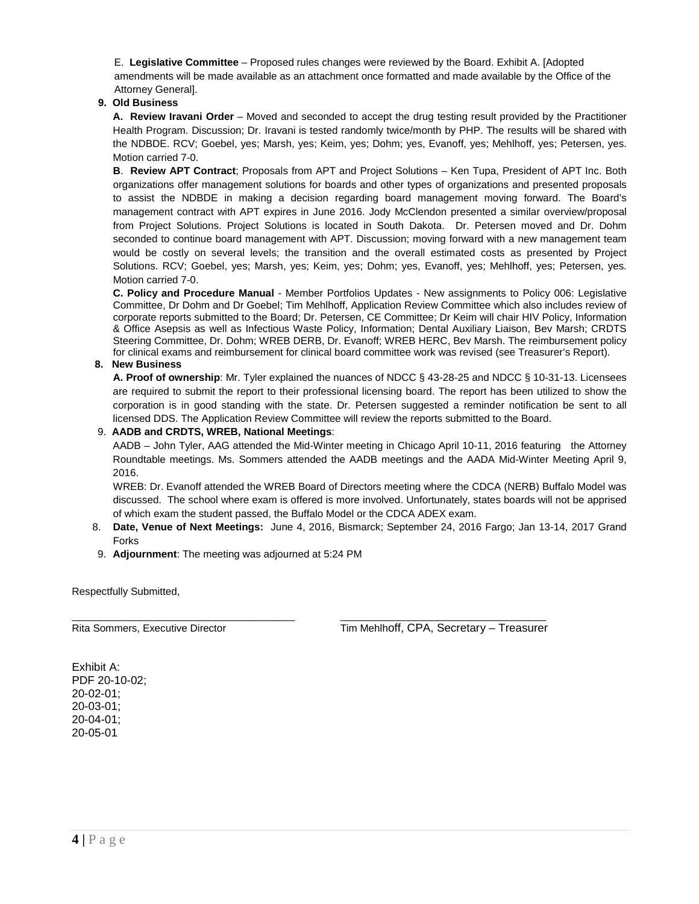E. **Legislative Committee** – Proposed rules changes were reviewed by the Board. Exhibit A. [Adopted amendments will be made available as an attachment once formatted and made available by the Office of the Attorney General].

**9. Old Business**

**A. Review Iravani Order** – Moved and seconded to accept the drug testing result provided by the Practitioner Health Program. Discussion; Dr. Iravani is tested randomly twice/month by PHP. The results will be shared with the NDBDE. RCV; Goebel, yes; Marsh, yes; Keim, yes; Dohm; yes, Evanoff, yes; Mehlhoff, yes; Petersen, yes. Motion carried 7-0.

**B**. **Review APT Contract**; Proposals from APT and Project Solutions – Ken Tupa, President of APT Inc. Both organizations offer management solutions for boards and other types of organizations and presented proposals to assist the NDBDE in making a decision regarding board management moving forward. The Board's management contract with APT expires in June 2016. Jody McClendon presented a similar overview/proposal from Project Solutions. Project Solutions is located in South Dakota. Dr. Petersen moved and Dr. Dohm seconded to continue board management with APT. Discussion; moving forward with a new management team would be costly on several levels; the transition and the overall estimated costs as presented by Project Solutions. RCV; Goebel, yes; Marsh, yes; Keim, yes; Dohm; yes, Evanoff, yes; Mehlhoff, yes; Petersen, yes. Motion carried 7-0.

**C. Policy and Procedure Manual** - Member Portfolios Updates - New assignments to Policy 006: Legislative Committee, Dr Dohm and Dr Goebel; Tim Mehlhoff, Application Review Committee which also includes review of corporate reports submitted to the Board; Dr. Petersen, CE Committee; Dr Keim will chair HIV Policy, Information & Office Asepsis as well as Infectious Waste Policy, Information; Dental Auxiliary Liaison, Bev Marsh; CRDTS Steering Committee, Dr. Dohm; WREB DERB, Dr. Evanoff; WREB HERC, Bev Marsh. The reimbursement policy for clinical exams and reimbursement for clinical board committee work was revised (see Treasurer's Report).

**8. New Business**

**A. Proof of ownership**: Mr. Tyler explained the nuances of NDCC § 43-28-25 and NDCC § 10-31-13. Licensees are required to submit the report to their professional licensing board. The report has been utilized to show the corporation is in good standing with the state. Dr. Petersen suggested a reminder notification be sent to all licensed DDS. The Application Review Committee will review the reports submitted to the Board.

9. **AADB and CRDTS, WREB, National Meetings**:

AADB – John Tyler, AAG attended the Mid-Winter meeting in Chicago April 10-11, 2016 featuring the Attorney Roundtable meetings. Ms. Sommers attended the AADB meetings and the AADA Mid-Winter Meeting April 9, 2016.

WREB: Dr. Evanoff attended the WREB Board of Directors meeting where the CDCA (NERB) Buffalo Model was discussed. The school where exam is offered is more involved. Unfortunately, states boards will not be apprised of which exam the student passed, the Buffalo Model or the CDCA ADEX exam.

8. **Date, Venue of Next Meetings:** June 4, 2016, Bismarck; September 24, 2016 Fargo; Jan 13-14, 2017 Grand Forks

9. **Adjournment**: The meeting was adjourned at 5:24 PM

Respectfully Submitted,

_____________________________________ _________________________________

Rita Sommers, Executive Director Tim Mehlhoff, CPA, Secretary – Treasurer

Exhibit A:
PDF 20-10-02;
20-02-01;
20-03-01;
20-04-01;
20-05-01